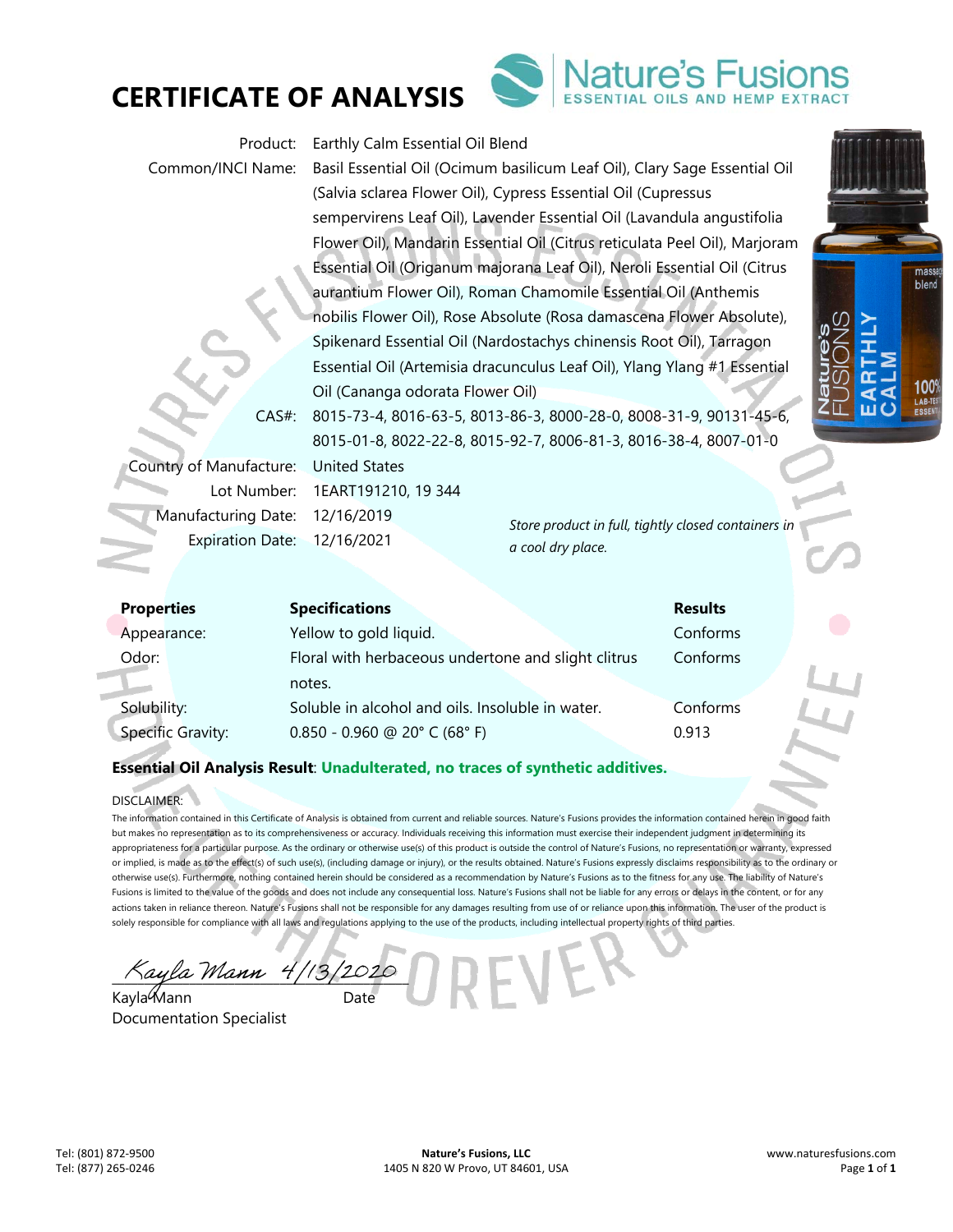# CERTIFICATE OF ANALYSIS

Nature's Fusions
ESSENTIAL OILS AND HEMP EXTRACT

Product: Earthly Calm Essential Oil Blend

Common/INCI Name: Basil Essential Oil (Ocimum basilicum Leaf Oil), Clary Sage Essential Oil (Salvia sclarea Flower Oil), Cypress Essential Oil (Cupressus sempervirens Leaf Oil), Lavender Essential Oil (Lavandula angustifolia Flower Oil), Mandarin Essential Oil (Citrus reticulata Peel Oil), Marjoram Essential Oil (Origanum majorana Leaf Oil), Neroli Essential Oil (Citrus aurantium Flower Oil), Roman Chamomile Essential Oil (Anthemis nobilis Flower Oil), Rose Absolute (Rosa damascena Flower Absolute), Spikenard Essential Oil (Nardostachys chinensis Root Oil), Tarragon Essential Oil (Artemisia dracunculus Leaf Oil), Ylang Ylang #1 Essential Oil (Cananga odorata Flower Oil)

CAS#: 8015-73-4, 8016-63-5, 8013-86-3, 8000-28-0, 8008-31-9, 90131-45-6, 8015-01-8, 8022-22-8, 8015-92-7, 8006-81-3, 8016-38-4, 8007-01-0

Country of Manufacture: United States

Lot Number: 1EART191210, 19 344

Manufacturing Date: 12/16/2019

Expiration Date: 12/16/2021

*Store product in full, tightly closed containers in a cool dry place.*

| Properties | Specifications | Results |
|---|---|---|
| Appearance: | Yellow to gold liquid. | Conforms |
| Odor: | Floral with herbaceous undertone and slight cltrus notes. | Conforms |
| Solubility: | Soluble in alcohol and oils. Insoluble in water. | Conforms |
| Specific Gravity: | 0.850 - 0.960 @ 20° C (68° F) | 0.913 |

**Essential Oil Analysis Result**: **Unadulterated, no traces of synthetic additives.**

DISCLAIMER:

The information contained in this Certificate of Analysis is obtained from current and reliable sources. Nature's Fusions provides the information contained herein in good faith but makes no representation as to its comprehensiveness or accuracy. Individuals receiving this information must exercise their independent judgment in determining its appropriateness for a particular purpose. As the ordinary or otherwise use(s) of this product is outside the control of Nature's Fusions, no representation or warranty, expressed or implied, is made as to the effect(s) of such use(s), (including damage or injury), or the results obtained. Nature's Fusions expressly disclaims responsibility as to the ordinary or otherwise use(s). Furthermore, nothing contained herein should be considered as a recommendation by Nature's Fusions as to the fitness for any use. The liability of Nature's Fusions is limited to the value of the goods and does not include any consequential loss. Nature's Fusions shall not be liable for any errors or delays in the content, or for any actions taken in reliance thereon. Nature's Fusions shall not be responsible for any damages resulting from use of or reliance upon this information. The user of the product is solely responsible for compliance with all laws and regulations applying to the use of the products, including intellectual property rights of third parties.

Kayla Mann 4/13/2020

Kayla Mann — Date

Documentation Specialist

Tel: (801) 872-9500
Tel: (877) 265-0246

**Nature's Fusions, LLC**
1405 N 820 W Provo, UT 84601, USA

www.naturesfusions.com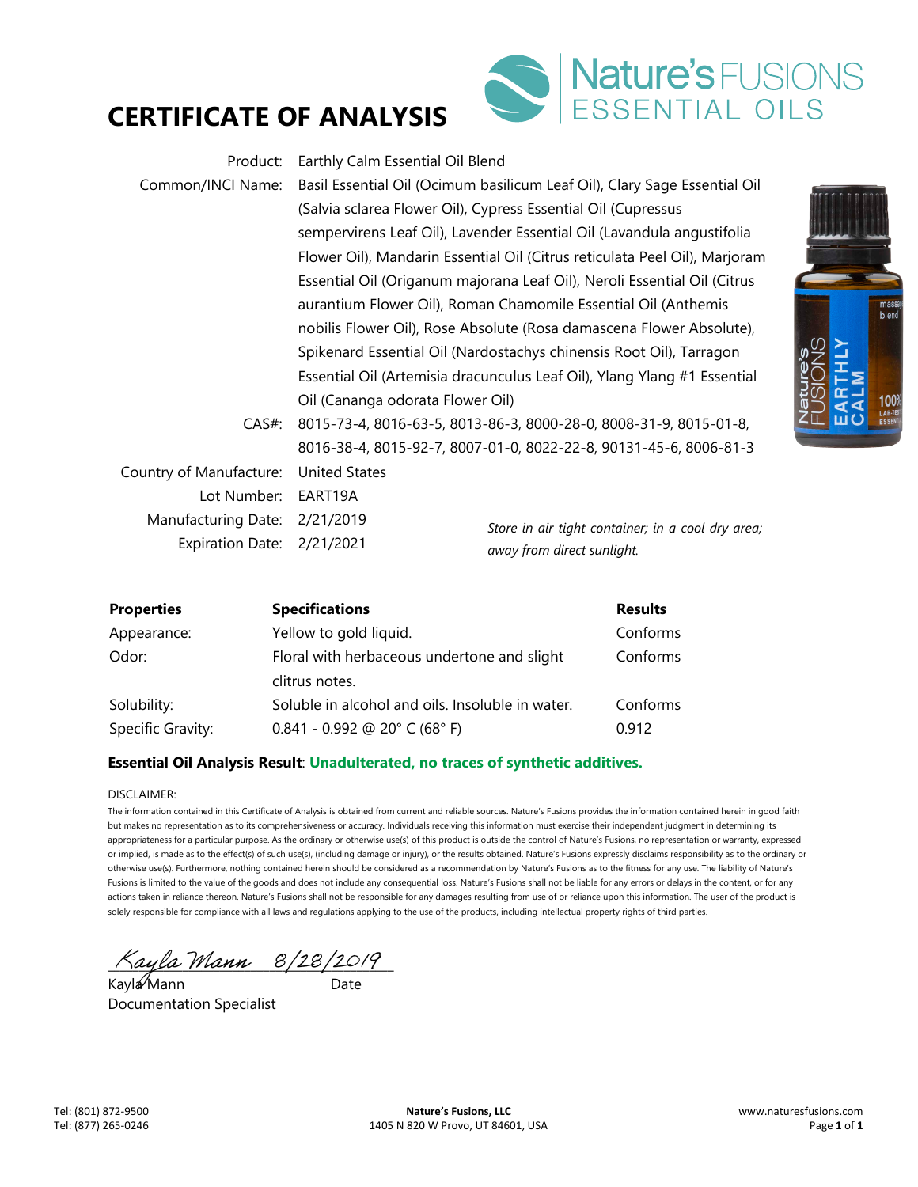# CERTIFICATE OF ANALYSIS

Nature's FUSIONS ESSENTIAL OILS

| | |
|---|---|
| Product: | Earthly Calm Essential Oil Blend |
| Common/INCI Name: | Basil Essential Oil (Ocimum basilicum Leaf Oil), Clary Sage Essential Oil (Salvia sclarea Flower Oil), Cypress Essential Oil (Cupressus sempervirens Leaf Oil), Lavender Essential Oil (Lavandula angustifolia Flower Oil), Mandarin Essential Oil (Citrus reticulata Peel Oil), Marjoram Essential Oil (Origanum majorana Leaf Oil), Neroli Essential Oil (Citrus aurantium Flower Oil), Roman Chamomile Essential Oil (Anthemis nobilis Flower Oil), Rose Absolute (Rosa damascena Flower Absolute), Spikenard Essential Oil (Nardostachys chinensis Root Oil), Tarragon Essential Oil (Artemisia dracunculus Leaf Oil), Ylang Ylang #1 Essential Oil (Cananga odorata Flower Oil) |
| CAS#: | 8015-73-4, 8016-63-5, 8013-86-3, 8000-28-0, 8008-31-9, 8015-01-8, 8016-38-4, 8015-92-7, 8007-01-0, 8022-22-8, 90131-45-6, 8006-81-3 |
| Country of Manufacture: | United States |
| Lot Number: | EART19A |
| Manufacturing Date: | 2/21/2019 |
| Expiration Date: | 2/21/2021 |

*Store in air tight container; in a cool dry area; away from direct sunlight.*

| Properties | Specifications | Results |
|---|---|---|
| Appearance: | Yellow to gold liquid. | Conforms |
| Odor: | Floral with herbaceous undertone and slight clitrus notes. | Conforms |
| Solubility: | Soluble in alcohol and oils. Insoluble in water. | Conforms |
| Specific Gravity: | 0.841 - 0.992 @ 20° C (68° F) | 0.912 |

**Essential Oil Analysis Result**: **Unadulterated, no traces of synthetic additives.**

DISCLAIMER:

The information contained in this Certificate of Analysis is obtained from current and reliable sources. Nature's Fusions provides the information contained herein in good faith but makes no representation as to its comprehensiveness or accuracy. Individuals receiving this information must exercise their independent judgment in determining its appropriateness for a particular purpose. As the ordinary or otherwise use(s) of this product is outside the control of Nature's Fusions, no representation or warranty, expressed or implied, is made as to the effect(s) of such use(s), (including damage or injury), or the results obtained. Nature's Fusions expressly disclaims responsibility as to the ordinary or otherwise use(s). Furthermore, nothing contained herein should be considered as a recommendation by Nature's Fusions as to the fitness for any use. The liability of Nature's Fusions is limited to the value of the goods and does not include any consequential loss. Nature's Fusions shall not be liable for any errors or delays in the content, or for any actions taken in reliance thereon. Nature's Fusions shall not be responsible for any damages resulting from use of or reliance upon this information. The user of the product is solely responsible for compliance with all laws and regulations applying to the use of the products, including intellectual property rights of third parties.

Kayla Mann 8/28/2019

Kayla Mann — Date

Documentation Specialist

Tel: (801) 872-9500
Tel: (877) 265-0246

**Nature's Fusions, LLC**
1405 N 820 W Provo, UT 84601, USA

www.naturesfusions.com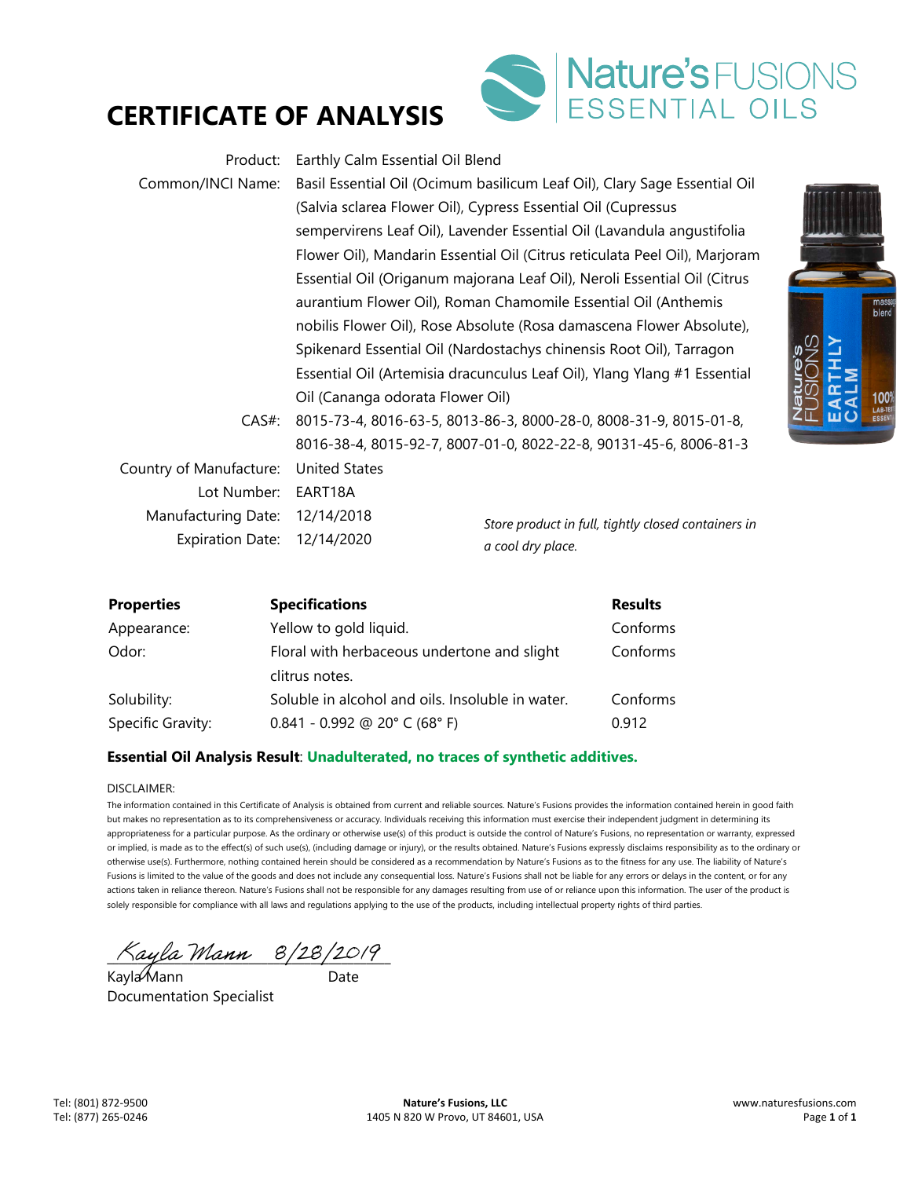# CERTIFICATE OF ANALYSIS

Nature's FUSIONS ESSENTIAL OILS

| | |
|---|---|
| Product: | Earthly Calm Essential Oil Blend |
| Common/INCI Name: | Basil Essential Oil (Ocimum basilicum Leaf Oil), Clary Sage Essential Oil (Salvia sclarea Flower Oil), Cypress Essential Oil (Cupressus sempervirens Leaf Oil), Lavender Essential Oil (Lavandula angustifolia Flower Oil), Mandarin Essential Oil (Citrus reticulata Peel Oil), Marjoram Essential Oil (Origanum majorana Leaf Oil), Neroli Essential Oil (Citrus aurantium Flower Oil), Roman Chamomile Essential Oil (Anthemis nobilis Flower Oil), Rose Absolute (Rosa damascena Flower Absolute), Spikenard Essential Oil (Nardostachys chinensis Root Oil), Tarragon Essential Oil (Artemisia dracunculus Leaf Oil), Ylang Ylang #1 Essential Oil (Cananga odorata Flower Oil) |
| CAS#: | 8015-73-4, 8016-63-5, 8013-86-3, 8000-28-0, 8008-31-9, 8015-01-8, 8016-38-4, 8015-92-7, 8007-01-0, 8022-22-8, 90131-45-6, 8006-81-3 |
| Country of Manufacture: | United States |
| Lot Number: | EART18A |
| Manufacturing Date: | 12/14/2018 |
| Expiration Date: | 12/14/2020 |

*Store product in full, tightly closed containers in a cool dry place.*

| **Properties** | **Specifications** | **Results** |
|---|---|---|
| Appearance: | Yellow to gold liquid. | Conforms |
| Odor: | Floral with herbaceous undertone and slight clitrus notes. | Conforms |
| Solubility: | Soluble in alcohol and oils. Insoluble in water. | Conforms |
| Specific Gravity: | 0.841 - 0.992 @ 20° C (68° F) | 0.912 |

**Essential Oil Analysis Result**: **Unadulterated, no traces of synthetic additives.**

DISCLAIMER:

The information contained in this Certificate of Analysis is obtained from current and reliable sources. Nature's Fusions provides the information contained herein in good faith but makes no representation as to its comprehensiveness or accuracy. Individuals receiving this information must exercise their independent judgment in determining its appropriateness for a particular purpose. As the ordinary or otherwise use(s) of this product is outside the control of Nature's Fusions, no representation or warranty, expressed or implied, is made as to the effect(s) of such use(s), (including damage or injury), or the results obtained. Nature's Fusions expressly disclaims responsibility as to the ordinary or otherwise use(s). Furthermore, nothing contained herein should be considered as a recommendation by Nature's Fusions as to the fitness for any use. The liability of Nature's Fusions is limited to the value of the goods and does not include any consequential loss. Nature's Fusions shall not be liable for any errors or delays in the content, or for any actions taken in reliance thereon. Nature's Fusions shall not be responsible for any damages resulting from use of or reliance upon this information. The user of the product is solely responsible for compliance with all laws and regulations applying to the use of the products, including intellectual property rights of third parties.

Kayla Mann 8/28/2019

Kayla Mann — Date

Documentation Specialist

Tel: (801) 872-9500
Tel: (877) 265-0246

**Nature's Fusions, LLC**
1405 N 820 W Provo, UT 84601, USA

www.naturesfusions.com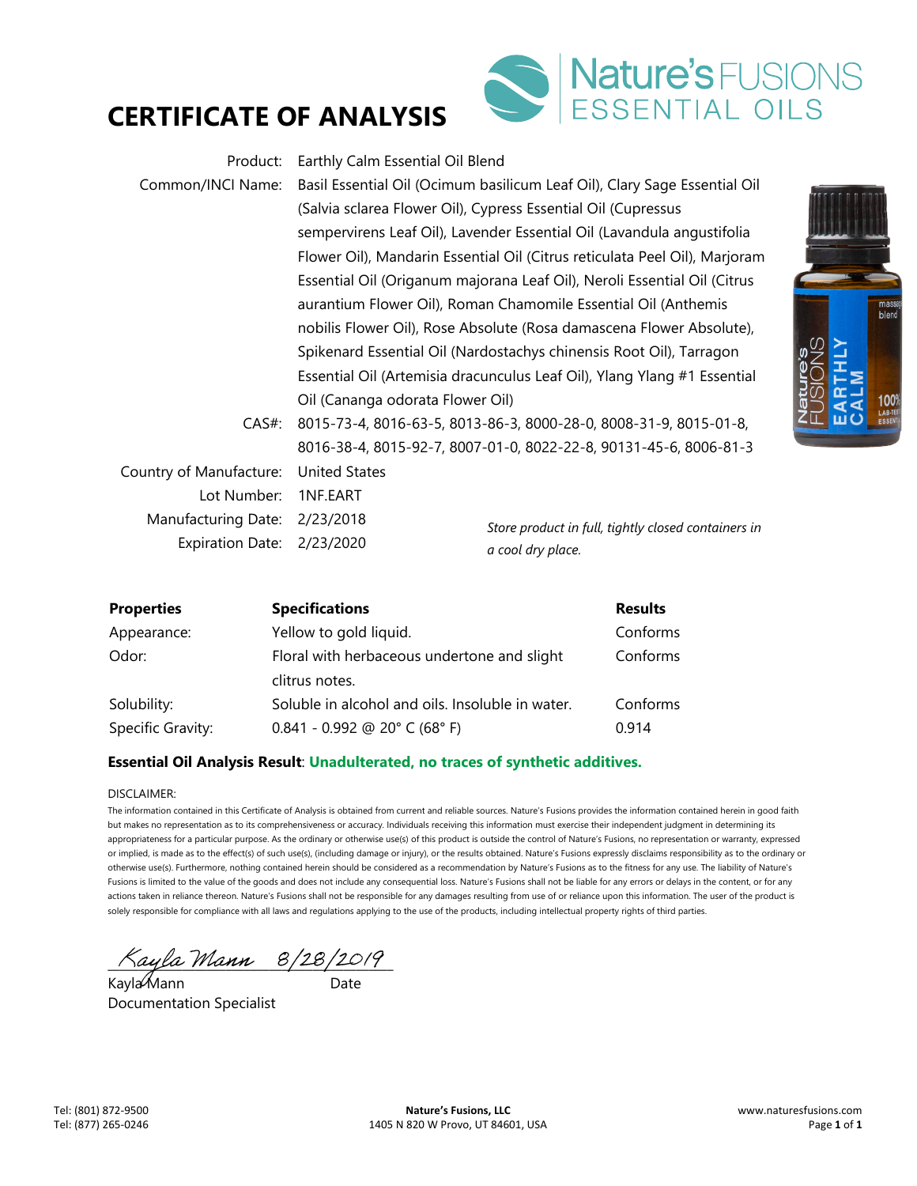# CERTIFICATE OF ANALYSIS

Nature's FUSIONS ESSENTIAL OILS

| | |
|---|---|
| Product: | Earthly Calm Essential Oil Blend |
| Common/INCI Name: | Basil Essential Oil (Ocimum basilicum Leaf Oil), Clary Sage Essential Oil (Salvia sclarea Flower Oil), Cypress Essential Oil (Cupressus sempervirens Leaf Oil), Lavender Essential Oil (Lavandula angustifolia Flower Oil), Mandarin Essential Oil (Citrus reticulata Peel Oil), Marjoram Essential Oil (Origanum majorana Leaf Oil), Neroli Essential Oil (Citrus aurantium Flower Oil), Roman Chamomile Essential Oil (Anthemis nobilis Flower Oil), Rose Absolute (Rosa damascena Flower Absolute), Spikenard Essential Oil (Nardostachys chinensis Root Oil), Tarragon Essential Oil (Artemisia dracunculus Leaf Oil), Ylang Ylang #1 Essential Oil (Cananga odorata Flower Oil) |
| CAS#: | 8015-73-4, 8016-63-5, 8013-86-3, 8000-28-0, 8008-31-9, 8015-01-8, 8016-38-4, 8015-92-7, 8007-01-0, 8022-22-8, 90131-45-6, 8006-81-3 |
| Country of Manufacture: | United States |
| Lot Number: | 1NF.EART |
| Manufacturing Date: | 2/23/2018 |
| Expiration Date: | 2/23/2020 |

*Store product in full, tightly closed containers in a cool dry place.*

| Properties | Specifications | Results |
|---|---|---|
| Appearance: | Yellow to gold liquid. | Conforms |
| Odor: | Floral with herbaceous undertone and slight clitrus notes. | Conforms |
| Solubility: | Soluble in alcohol and oils. Insoluble in water. | Conforms |
| Specific Gravity: | 0.841 - 0.992 @ 20° C (68° F) | 0.914 |

**Essential Oil Analysis Result**: **Unadulterated, no traces of synthetic additives.**

DISCLAIMER:

The information contained in this Certificate of Analysis is obtained from current and reliable sources. Nature's Fusions provides the information contained herein in good faith but makes no representation as to its comprehensiveness or accuracy. Individuals receiving this information must exercise their independent judgment in determining its appropriateness for a particular purpose. As the ordinary or otherwise use(s) of this product is outside the control of Nature's Fusions, no representation or warranty, expressed or implied, is made as to the effect(s) of such use(s), (including damage or injury), or the results obtained. Nature's Fusions expressly disclaims responsibility as to the ordinary or otherwise use(s). Furthermore, nothing contained herein should be considered as a recommendation by Nature's Fusions as to the fitness for any use. The liability of Nature's Fusions is limited to the value of the goods and does not include any consequential loss. Nature's Fusions shall not be liable for any errors or delays in the content, or for any actions taken in reliance thereon. Nature's Fusions shall not be responsible for any damages resulting from use of or reliance upon this information. The user of the product is solely responsible for compliance with all laws and regulations applying to the use of the products, including intellectual property rights of third parties.

Kayla Mann 8/28/2019

Kayla Mann — Date

Documentation Specialist

Tel: (801) 872-9500
Tel: (877) 265-0246

**Nature's Fusions, LLC**
1405 N 820 W Provo, UT 84601, USA

www.naturesfusions.com